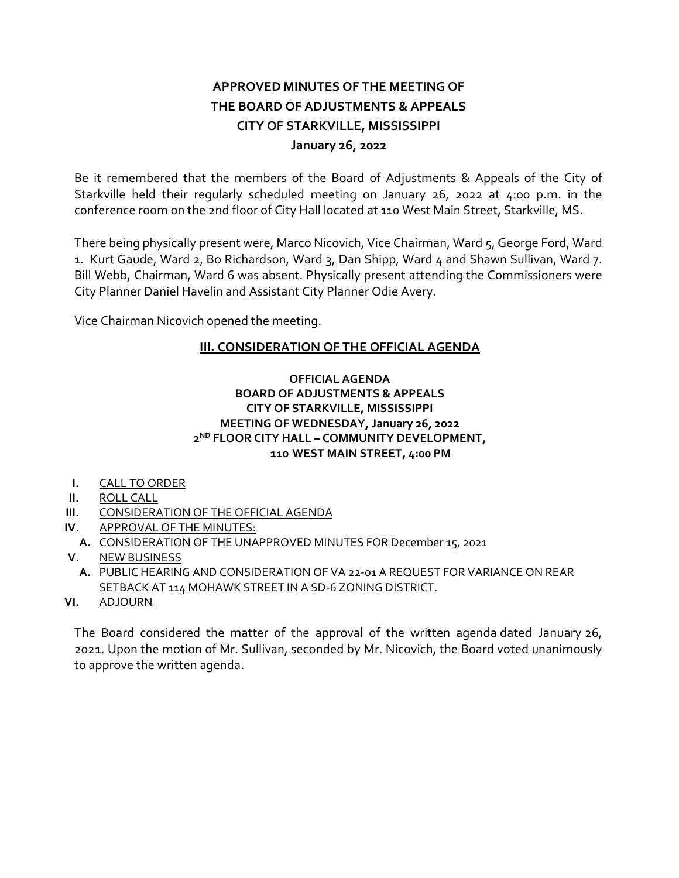# APPROVED MINUTES OF THE MEETING OF THE BOARD OF ADJUSTMENTS & APPEALS CITY OF STARKVILLE, MISSISSIPPI

**January 26, 2022**

Be it remembered that the members of the Board of Adjustments & Appeals of the City of Starkville held their regularly scheduled meeting on January 26, 2022 at 4:00 p.m. in the conference room on the 2nd floor of City Hall located at 110 West Main Street, Starkville, MS.

There being physically present were, Marco Nicovich, Vice Chairman, Ward 5, George Ford, Ward 1. Kurt Gaude, Ward 2, Bo Richardson, Ward 3, Dan Shipp, Ward 4 and Shawn Sullivan, Ward 7. Bill Webb, Chairman, Ward 6 was absent. Physically present attending the Commissioners were City Planner Daniel Havelin and Assistant City Planner Odie Avery.

Vice Chairman Nicovich opened the meeting.

## III. CONSIDERATION OF THE OFFICIAL AGENDA

**OFFICIAL AGENDA**
**BOARD OF ADJUSTMENTS & APPEALS**
**CITY OF STARKVILLE, MISSISSIPPI**
**MEETING OF WEDNESDAY, January 26, 2022**
**2ND FLOOR CITY HALL – COMMUNITY DEVELOPMENT,**
**110 WEST MAIN STREET, 4:00 PM**

- **I.** CALL TO ORDER
- **II.** ROLL CALL
- **III.** CONSIDERATION OF THE OFFICIAL AGENDA
- **IV.** APPROVAL OF THE MINUTES:
  - **A.** CONSIDERATION OF THE UNAPPROVED MINUTES FOR December 15, 2021
- **V.** NEW BUSINESS
  - **A.** PUBLIC HEARING AND CONSIDERATION OF VA 22-01 A REQUEST FOR VARIANCE ON REAR SETBACK AT 114 MOHAWK STREET IN A SD-6 ZONING DISTRICT.
- **VI.** ADJOURN

The Board considered the matter of the approval of the written agenda dated January 26, 2021. Upon the motion of Mr. Sullivan, seconded by Mr. Nicovich, the Board voted unanimously to approve the written agenda.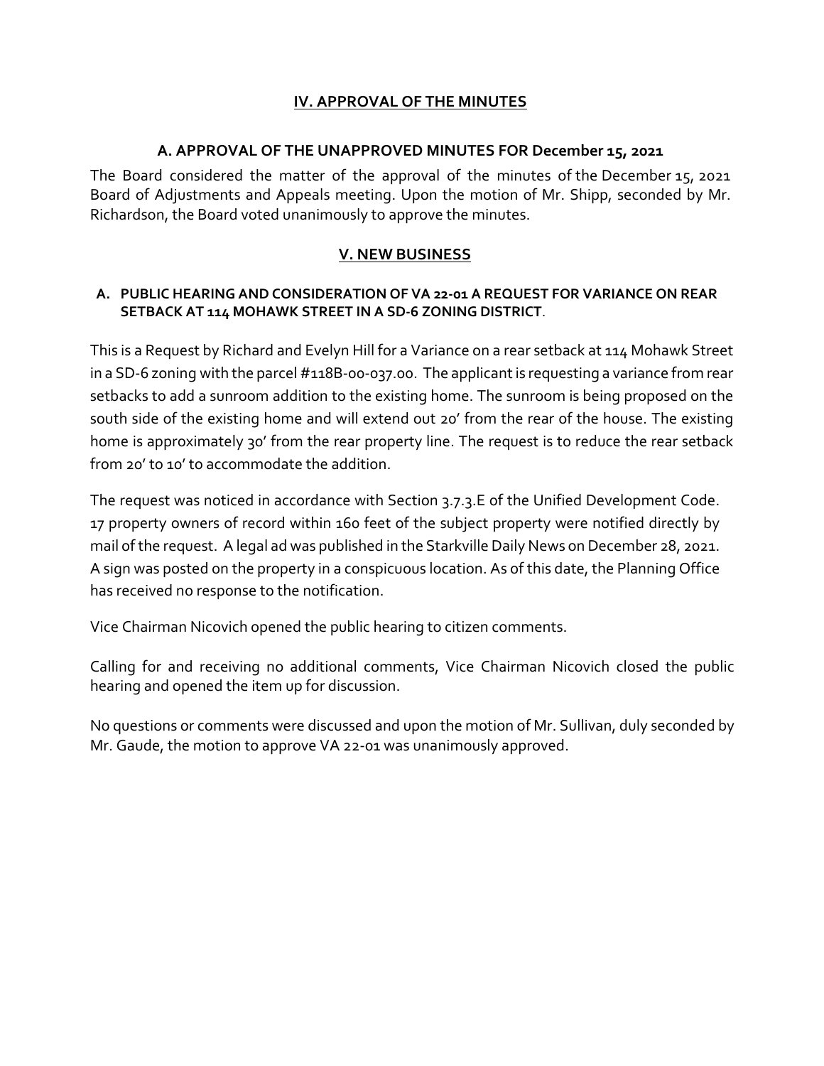## IV. APPROVAL OF THE MINUTES

### A. APPROVAL OF THE UNAPPROVED MINUTES FOR December 15, 2021

The Board considered the matter of the approval of the minutes of the December 15, 2021 Board of Adjustments and Appeals meeting. Upon the motion of Mr. Shipp, seconded by Mr. Richardson, the Board voted unanimously to approve the minutes.

## V. NEW BUSINESS

### A. PUBLIC HEARING AND CONSIDERATION OF VA 22-01 A REQUEST FOR VARIANCE ON REAR SETBACK AT 114 MOHAWK STREET IN A SD-6 ZONING DISTRICT.

This is a Request by Richard and Evelyn Hill for a Variance on a rear setback at 114 Mohawk Street in a SD-6 zoning with the parcel #118B-00-037.00. The applicant is requesting a variance from rear setbacks to add a sunroom addition to the existing home. The sunroom is being proposed on the south side of the existing home and will extend out 20' from the rear of the house. The existing home is approximately 30' from the rear property line. The request is to reduce the rear setback from 20' to 10' to accommodate the addition.

The request was noticed in accordance with Section 3.7.3.E of the Unified Development Code. 17 property owners of record within 160 feet of the subject property were notified directly by mail of the request. A legal ad was published in the Starkville Daily News on December 28, 2021. A sign was posted on the property in a conspicuous location. As of this date, the Planning Office has received no response to the notification.

Vice Chairman Nicovich opened the public hearing to citizen comments.

Calling for and receiving no additional comments, Vice Chairman Nicovich closed the public hearing and opened the item up for discussion.

No questions or comments were discussed and upon the motion of Mr. Sullivan, duly seconded by Mr. Gaude, the motion to approve VA 22-01 was unanimously approved.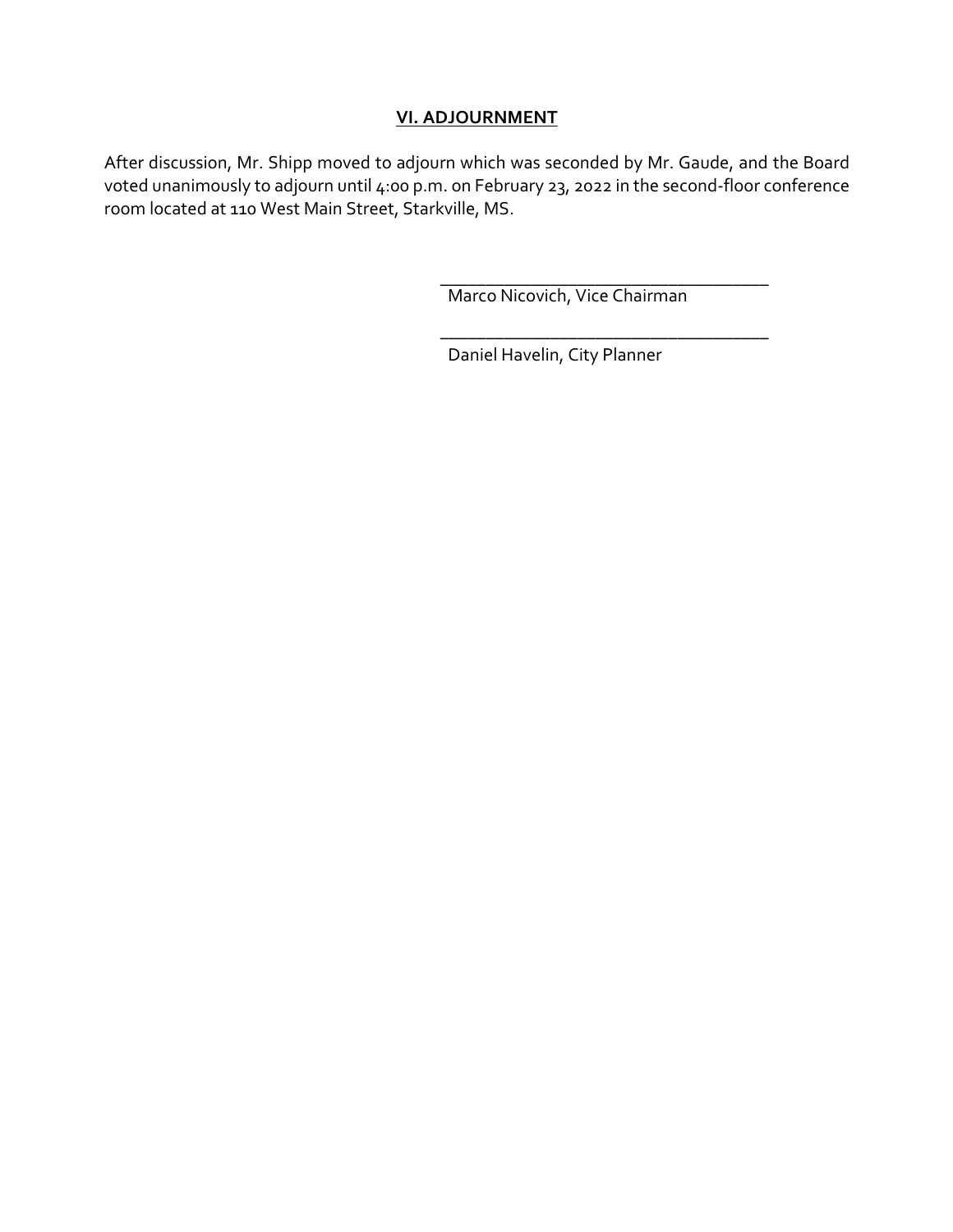## VI. ADJOURNMENT

After discussion, Mr. Shipp moved to adjourn which was seconded by Mr. Gaude, and the Board voted unanimously to adjourn until 4:00 p.m. on February 23, 2022 in the second-floor conference room located at 110 West Main Street, Starkville, MS.

_________________________________
Marco Nicovich, Vice Chairman

_________________________________
Daniel Havelin, City Planner